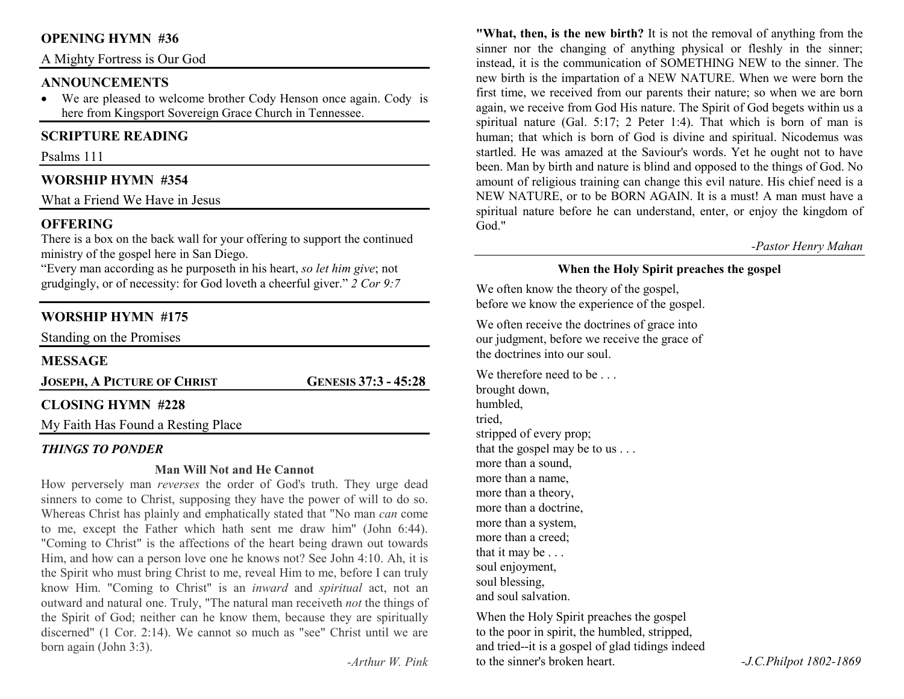## OPENING HYMN #36

A Mighty Fortress is Our God

## ANNOUNCEMENTS

- We are pleased to welcome brother Cody Henson once again. Cody is here from Kingsport Sovereign Grace Church in Tennessee.

## SCRIPTURE READING

Psalms 111

## WORSHIP HYMN #354

What a Friend We Have in Jesus

## OFFERING

There is a box on the back wall for your offering to support the continued ministry of the gospel here in San Diego.

"Every man according as he purposeth in his heart, *so let him give*; not grudgingly, or of necessity: for God loveth a cheerful giver." *2 Cor 9:7*

## WORSHIP HYMN #175

Standing on the Promises

## MESSAGE

**JOSEPH, A PICTURE OF CHRIST** — **GENESIS 37:3 - 45:28**

## CLOSING HYMN #228

My Faith Has Found a Resting Place

## *THINGS TO PONDER*

### Man Will Not and He Cannot

How perversely man *reverses* the order of God's truth. They urge dead sinners to come to Christ, supposing they have the power of will to do so. Whereas Christ has plainly and emphatically stated that "No man *can* come to me, except the Father which hath sent me draw him" (John 6:44). "Coming to Christ" is the affections of the heart being drawn out towards Him, and how can a person love one he knows not? See John 4:10. Ah, it is the Spirit who must bring Christ to me, reveal Him to me, before I can truly know Him. "Coming to Christ" is an *inward* and *spiritual* act, not an outward and natural one. Truly, "The natural man receiveth *not* the things of the Spirit of God; neither can he know them, because they are spiritually discerned" (1 Cor. 2:14). We cannot so much as "see" Christ until we are born again (John 3:3).

*-Arthur W. Pink*

**"What, then, is the new birth?** It is not the removal of anything from the sinner nor the changing of anything physical or fleshly in the sinner; instead, it is the communication of SOMETHING NEW to the sinner. The new birth is the impartation of a NEW NATURE. When we were born the first time, we received from our parents their nature; so when we are born again, we receive from God His nature. The Spirit of God begets within us a spiritual nature (Gal. 5:17; 2 Peter 1:4). That which is born of man is human; that which is born of God is divine and spiritual. Nicodemus was startled. He was amazed at the Saviour's words. Yet he ought not to have been. Man by birth and nature is blind and opposed to the things of God. No amount of religious training can change this evil nature. His chief need is a NEW NATURE, or to be BORN AGAIN. It is a must! A man must have a spiritual nature before he can understand, enter, or enjoy the kingdom of God."

*-Pastor Henry Mahan*

### When the Holy Spirit preaches the gospel

We often know the theory of the gospel,
before we know the experience of the gospel.

We often receive the doctrines of grace into
our judgment, before we receive the grace of
the doctrines into our soul.

We therefore need to be . . .
brought down,
humbled,
tried,
stripped of every prop;
that the gospel may be to us . . .
more than a sound,
more than a name,
more than a theory,
more than a doctrine,
more than a system,
more than a creed;
that it may be . . .
soul enjoyment,
soul blessing,
and soul salvation.

When the Holy Spirit preaches the gospel
to the poor in spirit, the humbled, stripped,
and tried--it is a gospel of glad tidings indeed
to the sinner's broken heart.

*-J.C.Philpot 1802-1869*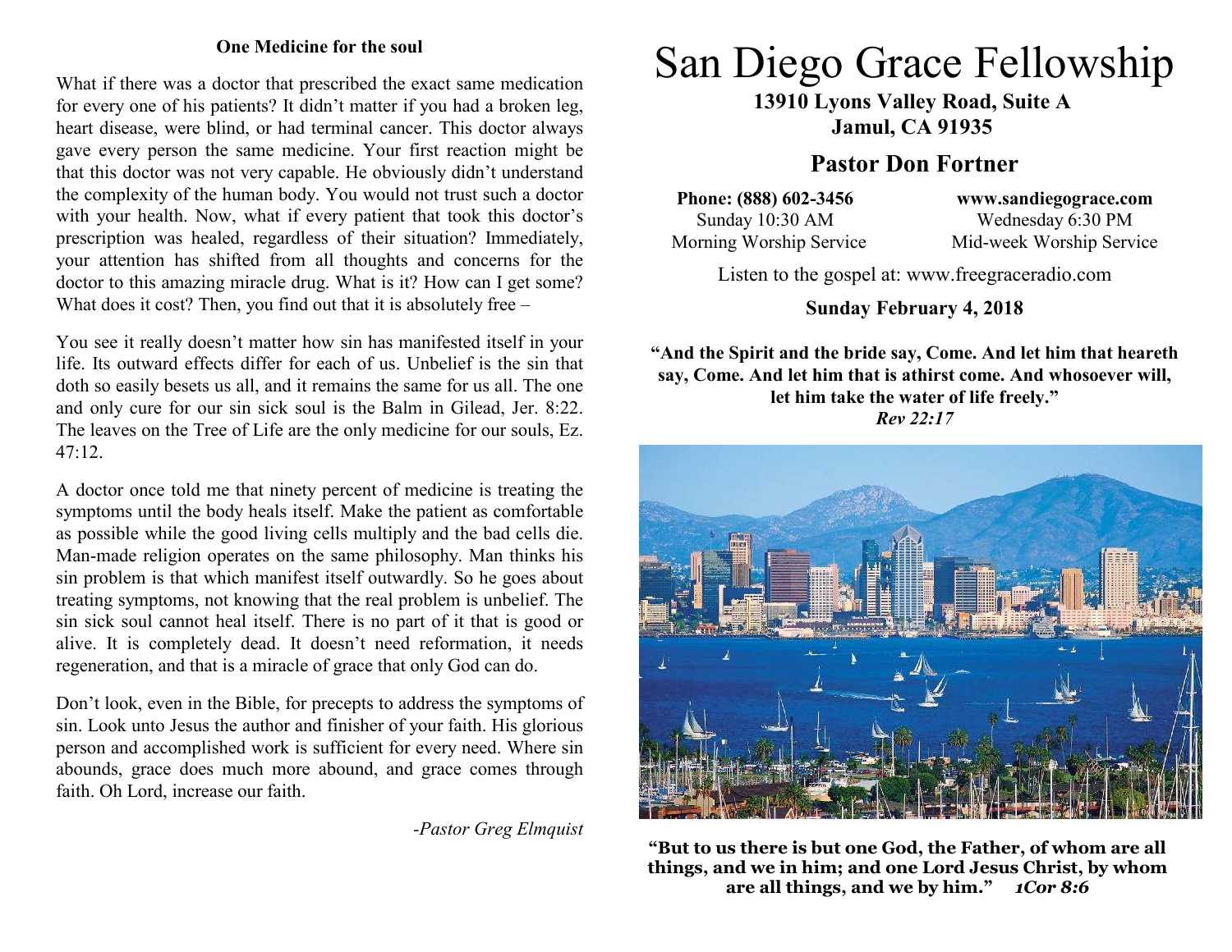## One Medicine for the soul

What if there was a doctor that prescribed the exact same medication for every one of his patients? It didn't matter if you had a broken leg, heart disease, were blind, or had terminal cancer. This doctor always gave every person the same medicine. Your first reaction might be that this doctor was not very capable. He obviously didn't understand the complexity of the human body. You would not trust such a doctor with your health. Now, what if every patient that took this doctor's prescription was healed, regardless of their situation? Immediately, your attention has shifted from all thoughts and concerns for the doctor to this amazing miracle drug. What is it? How can I get some? What does it cost? Then, you find out that it is absolutely free –

You see it really doesn't matter how sin has manifested itself in your life. Its outward effects differ for each of us. Unbelief is the sin that doth so easily besets us all, and it remains the same for us all. The one and only cure for our sin sick soul is the Balm in Gilead, Jer. 8:22. The leaves on the Tree of Life are the only medicine for our souls, Ez. 47:12.

A doctor once told me that ninety percent of medicine is treating the symptoms until the body heals itself. Make the patient as comfortable as possible while the good living cells multiply and the bad cells die. Man-made religion operates on the same philosophy. Man thinks his sin problem is that which manifest itself outwardly. So he goes about treating symptoms, not knowing that the real problem is unbelief. The sin sick soul cannot heal itself. There is no part of it that is good or alive. It is completely dead. It doesn't need reformation, it needs regeneration, and that is a miracle of grace that only God can do.

Don't look, even in the Bible, for precepts to address the symptoms of sin. Look unto Jesus the author and finisher of your faith. His glorious person and accomplished work is sufficient for every need. Where sin abounds, grace does much more abound, and grace comes through faith. Oh Lord, increase our faith.

*-Pastor Greg Elmquist*

# San Diego Grace Fellowship

**13910 Lyons Valley Road, Suite A**
**Jamul, CA 91935**

## Pastor Don Fortner

**Phone: (888) 602-3456**
Sunday 10:30 AM
Morning Worship Service

**www.sandiegograce.com**
Wednesday 6:30 PM
Mid-week Worship Service

Listen to the gospel at: www.freegraceradio.com

**Sunday February 4, 2018**

**"And the Spirit and the bride say, Come. And let him that heareth say, Come. And let him that is athirst come. And whosoever will, let him take the water of life freely."**
***Rev 22:17***

**"But to us there is but one God, the Father, of whom are all things, and we in him; and one Lord Jesus Christ, by whom are all things, and we by him."** ***1Cor 8:6***